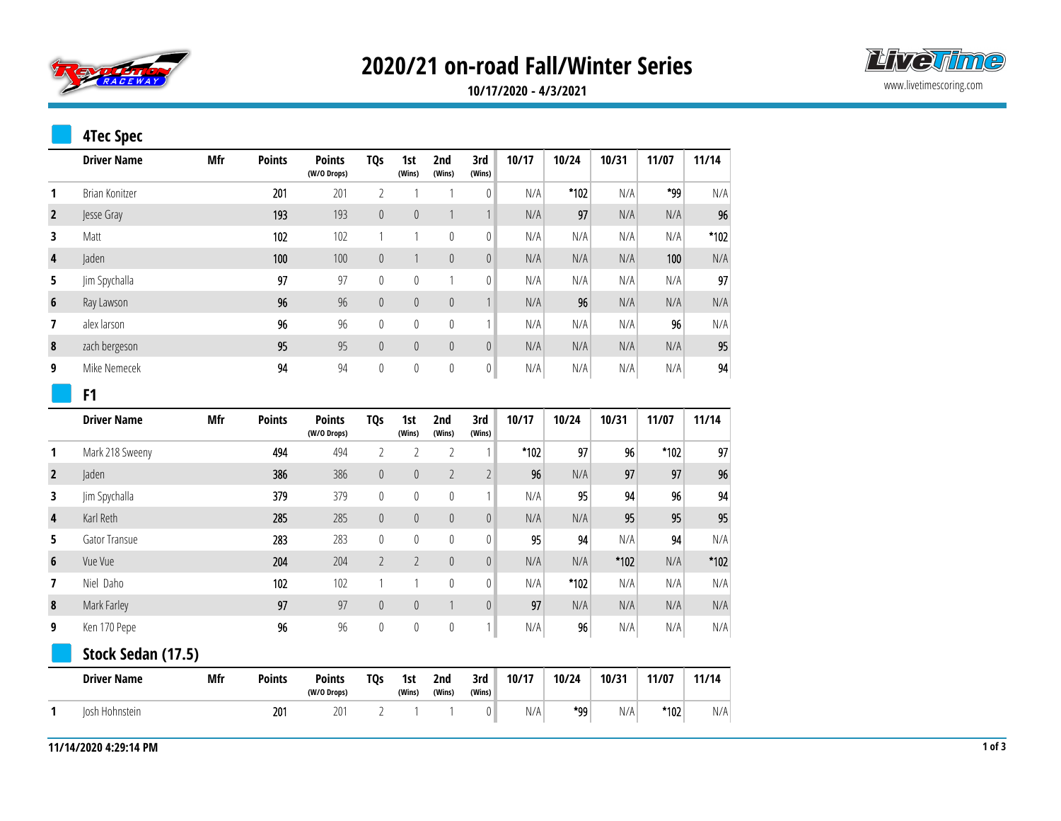# 2020/21 on-road Fall/Winter Series

**10/17/2020 - 4/3/2021**

www.livetimescoring.com

## 4Tec Spec

| | Driver Name | Mfr | Points | Points (W/O Drops) | TQs | 1st (Wins) | 2nd (Wins) | 3rd (Wins) | 10/17 | 10/24 | 10/31 | 11/07 | 11/14 |
|---|---|---|---|---|---|---|---|---|---|---|---|---|---|
| 1 | Brian Konitzer | | 201 | 201 | 2 | 1 | 1 | 0 | N/A | *102 | N/A | *99 | N/A |
| 2 | Jesse Gray | | 193 | 193 | 0 | 0 | 1 | 1 | N/A | 97 | N/A | N/A | 96 |
| 3 | Matt | | 102 | 102 | 1 | 1 | 0 | 0 | N/A | N/A | N/A | N/A | *102 |
| 4 | Jaden | | 100 | 100 | 0 | 1 | 0 | 0 | N/A | N/A | N/A | 100 | N/A |
| 5 | Jim Spychalla | | 97 | 97 | 0 | 0 | 1 | 0 | N/A | N/A | N/A | N/A | 97 |
| 6 | Ray Lawson | | 96 | 96 | 0 | 0 | 0 | 1 | N/A | 96 | N/A | N/A | N/A |
| 7 | alex larson | | 96 | 96 | 0 | 0 | 0 | 1 | N/A | N/A | N/A | 96 | N/A |
| 8 | zach bergeson | | 95 | 95 | 0 | 0 | 0 | 0 | N/A | N/A | N/A | N/A | 95 |
| 9 | Mike Nemecek | | 94 | 94 | 0 | 0 | 0 | 0 | N/A | N/A | N/A | N/A | 94 |

## F1

| | Driver Name | Mfr | Points | Points (W/O Drops) | TQs | 1st (Wins) | 2nd (Wins) | 3rd (Wins) | 10/17 | 10/24 | 10/31 | 11/07 | 11/14 |
|---|---|---|---|---|---|---|---|---|---|---|---|---|---|
| 1 | Mark 218 Sweeny | | 494 | 494 | 2 | 2 | 2 | 1 | *102 | 97 | 96 | *102 | 97 |
| 2 | Jaden | | 386 | 386 | 0 | 0 | 2 | 2 | 96 | N/A | 97 | 97 | 96 |
| 3 | Jim Spychalla | | 379 | 379 | 0 | 0 | 0 | 1 | N/A | 95 | 94 | 96 | 94 |
| 4 | Karl Reth | | 285 | 285 | 0 | 0 | 0 | 0 | N/A | N/A | 95 | 95 | 95 |
| 5 | Gator Transue | | 283 | 283 | 0 | 0 | 0 | 0 | 95 | 94 | N/A | 94 | N/A |
| 6 | Vue Vue | | 204 | 204 | 2 | 2 | 0 | 0 | N/A | N/A | *102 | N/A | *102 |
| 7 | Niel Daho | | 102 | 102 | 1 | 1 | 0 | 0 | N/A | *102 | N/A | N/A | N/A |
| 8 | Mark Farley | | 97 | 97 | 0 | 0 | 1 | 0 | 97 | N/A | N/A | N/A | N/A |
| 9 | Ken 170 Pepe | | 96 | 96 | 0 | 0 | 0 | 1 | N/A | 96 | N/A | N/A | N/A |

## Stock Sedan (17.5)

| | Driver Name | Mfr | Points | Points (W/O Drops) | TQs | 1st (Wins) | 2nd (Wins) | 3rd (Wins) | 10/17 | 10/24 | 10/31 | 11/07 | 11/14 |
|---|---|---|---|---|---|---|---|---|---|---|---|---|---|
| 1 | Josh Hohnstein | | 201 | 201 | 2 | 1 | 1 | 0 | N/A | *99 | N/A | *102 | N/A |

11/14/2020 4:29:14 PM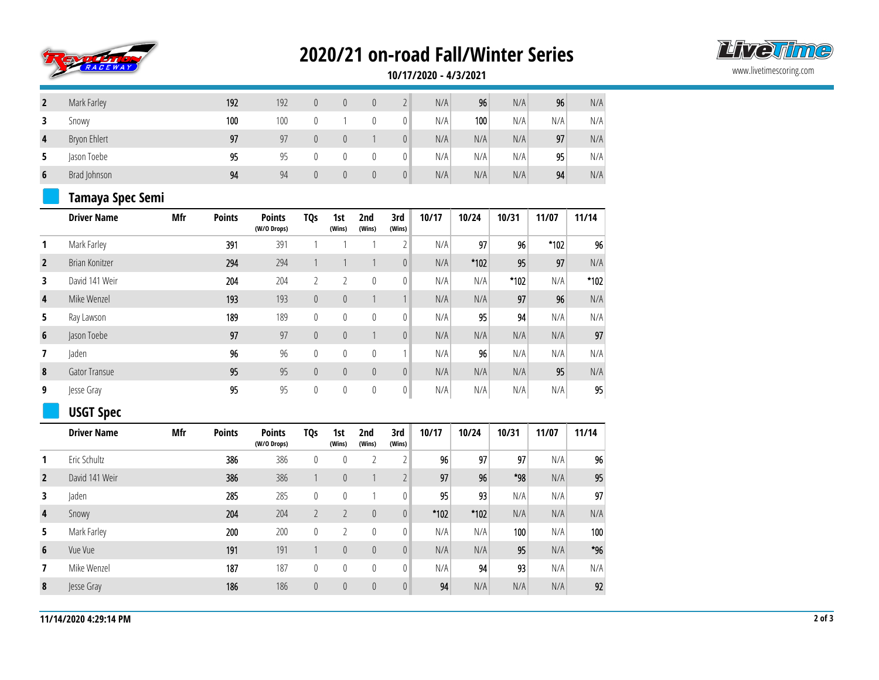# 2020/21 on-road Fall/Winter Series

**10/17/2020 - 4/3/2021**

| | Driver Name | Mfr | Points | Points (W/O Drops) | TQs | 1st (Wins) | 2nd (Wins) | 3rd (Wins) | 10/17 | 10/24 | 10/31 | 11/07 | 11/14 |
|---|---|---|---|---|---|---|---|---|---|---|---|---|---|
| 2 | Mark Farley | | 192 | 192 | 0 | 0 | 0 | 2 | N/A | 96 | N/A | 96 | N/A |
| 3 | Snowy | | 100 | 100 | 0 | 1 | 0 | 0 | N/A | 100 | N/A | N/A | N/A |
| 4 | Bryon Ehlert | | 97 | 97 | 0 | 0 | 1 | 0 | N/A | N/A | N/A | 97 | N/A |
| 5 | Jason Toebe | | 95 | 95 | 0 | 0 | 0 | 0 | N/A | N/A | N/A | 95 | N/A |
| 6 | Brad Johnson | | 94 | 94 | 0 | 0 | 0 | 0 | N/A | N/A | N/A | 94 | N/A |

## Tamaya Spec Semi

| | Driver Name | Mfr | Points | Points (W/O Drops) | TQs | 1st (Wins) | 2nd (Wins) | 3rd (Wins) | 10/17 | 10/24 | 10/31 | 11/07 | 11/14 |
|---|---|---|---|---|---|---|---|---|---|---|---|---|---|
| 1 | Mark Farley | | 391 | 391 | 1 | 1 | 1 | 2 | N/A | 97 | 96 | *102 | 96 |
| 2 | Brian Konitzer | | 294 | 294 | 1 | 1 | 1 | 0 | N/A | *102 | 95 | 97 | N/A |
| 3 | David 141 Weir | | 204 | 204 | 2 | 2 | 0 | 0 | N/A | N/A | *102 | N/A | *102 |
| 4 | Mike Wenzel | | 193 | 193 | 0 | 0 | 1 | 1 | N/A | N/A | 97 | 96 | N/A |
| 5 | Ray Lawson | | 189 | 189 | 0 | 0 | 0 | 0 | N/A | 95 | 94 | N/A | N/A |
| 6 | Jason Toebe | | 97 | 97 | 0 | 0 | 1 | 0 | N/A | N/A | N/A | N/A | 97 |
| 7 | Jaden | | 96 | 96 | 0 | 0 | 0 | 1 | N/A | 96 | N/A | N/A | N/A |
| 8 | Gator Transue | | 95 | 95 | 0 | 0 | 0 | 0 | N/A | N/A | N/A | 95 | N/A |
| 9 | Jesse Gray | | 95 | 95 | 0 | 0 | 0 | 0 | N/A | N/A | N/A | N/A | 95 |

## USGT Spec

| | Driver Name | Mfr | Points | Points (W/O Drops) | TQs | 1st (Wins) | 2nd (Wins) | 3rd (Wins) | 10/17 | 10/24 | 10/31 | 11/07 | 11/14 |
|---|---|---|---|---|---|---|---|---|---|---|---|---|---|
| 1 | Eric Schultz | | 386 | 386 | 0 | 0 | 2 | 2 | 96 | 97 | 97 | N/A | 96 |
| 2 | David 141 Weir | | 386 | 386 | 1 | 0 | 1 | 2 | 97 | 96 | *98 | N/A | 95 |
| 3 | Jaden | | 285 | 285 | 0 | 0 | 1 | 0 | 95 | 93 | N/A | N/A | 97 |
| 4 | Snowy | | 204 | 204 | 2 | 2 | 0 | 0 | *102 | *102 | N/A | N/A | N/A |
| 5 | Mark Farley | | 200 | 200 | 0 | 2 | 0 | 0 | N/A | N/A | 100 | N/A | 100 |
| 6 | Vue Vue | | 191 | 191 | 1 | 0 | 0 | 0 | N/A | N/A | 95 | N/A | *96 |
| 7 | Mike Wenzel | | 187 | 187 | 0 | 0 | 0 | 0 | N/A | 94 | 93 | N/A | N/A |
| 8 | Jesse Gray | | 186 | 186 | 0 | 0 | 0 | 0 | 94 | N/A | N/A | N/A | 92 |

11/14/2020 4:29:14 PM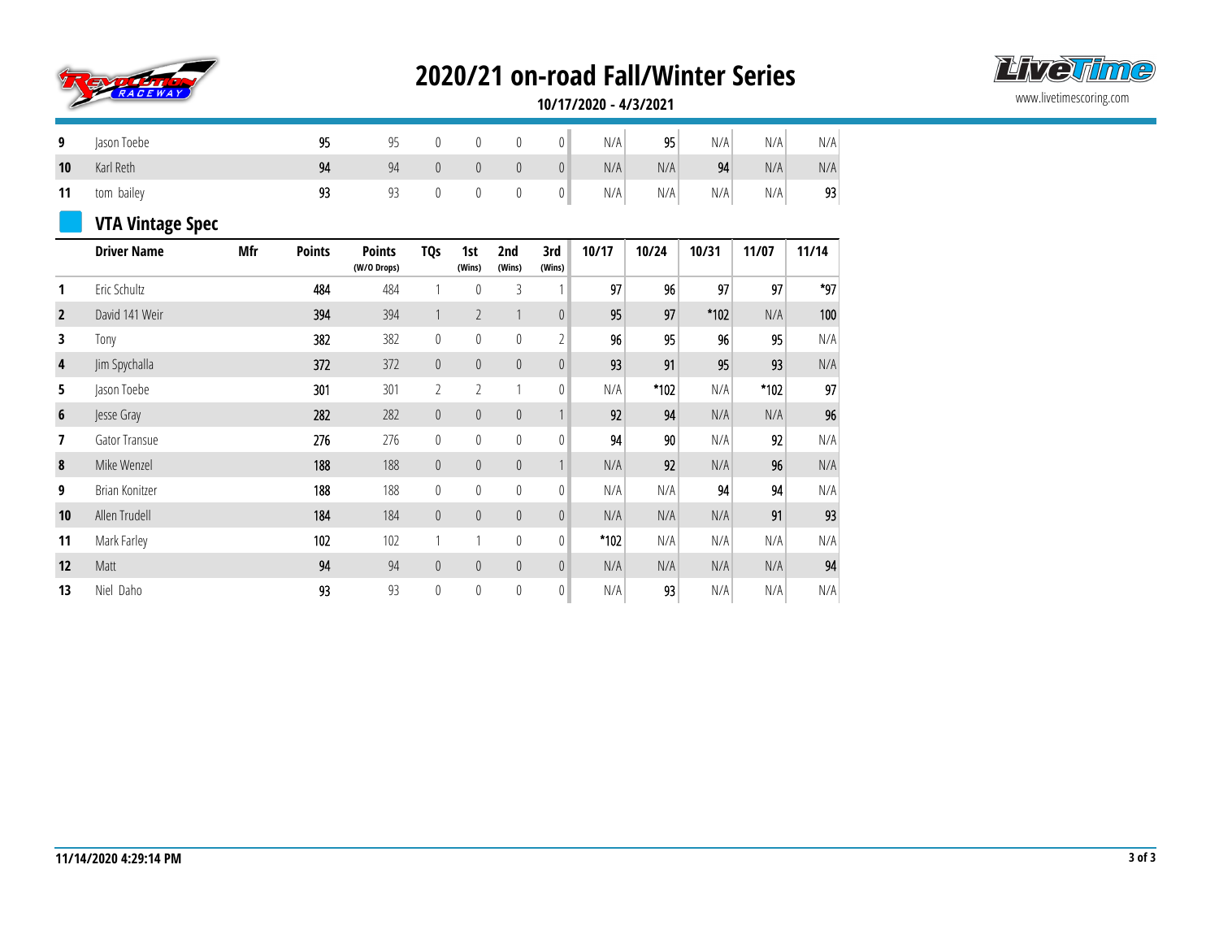# 2020/21 on-road Fall/Winter Series

**10/17/2020 - 4/3/2021**

www.livetimescoring.com

| | | | | | | | | | | | | | | |
|---|---|---|---|---|---|---|---|---|---|---|---|---|---|---|
| **9** | Jason Toebe | | 95 | 95 | 0 | 0 | 0 | 0 | N/A | 95 | N/A | N/A | N/A |
| **10** | Karl Reth | | 94 | 94 | 0 | 0 | 0 | 0 | N/A | N/A | 94 | N/A | N/A |
| **11** | tom bailey | | 93 | 93 | 0 | 0 | 0 | 0 | N/A | N/A | N/A | N/A | 93 |

## VTA Vintage Spec

| | Driver Name | Mfr | Points | Points (W/O Drops) | TQs | 1st (Wins) | 2nd (Wins) | 3rd (Wins) | 10/17 | 10/24 | 10/31 | 11/07 | 11/14 |
|---|---|---|---|---|---|---|---|---|---|---|---|---|---|
| **1** | Eric Schultz | | 484 | 484 | 1 | 0 | 3 | 1 | 97 | 96 | 97 | 97 | *97 |
| **2** | David 141 Weir | | 394 | 394 | 1 | 2 | 1 | 0 | 95 | 97 | *102 | N/A | 100 |
| **3** | Tony | | 382 | 382 | 0 | 0 | 0 | 2 | 96 | 95 | 96 | 95 | N/A |
| **4** | Jim Spychalla | | 372 | 372 | 0 | 0 | 0 | 0 | 93 | 91 | 95 | 93 | N/A |
| **5** | Jason Toebe | | 301 | 301 | 2 | 2 | 1 | 0 | N/A | *102 | N/A | *102 | 97 |
| **6** | Jesse Gray | | 282 | 282 | 0 | 0 | 0 | 1 | 92 | 94 | N/A | N/A | 96 |
| **7** | Gator Transue | | 276 | 276 | 0 | 0 | 0 | 0 | 94 | 90 | N/A | 92 | N/A |
| **8** | Mike Wenzel | | 188 | 188 | 0 | 0 | 0 | 1 | N/A | 92 | N/A | 96 | N/A |
| **9** | Brian Konitzer | | 188 | 188 | 0 | 0 | 0 | 0 | N/A | N/A | 94 | 94 | N/A |
| **10** | Allen Trudell | | 184 | 184 | 0 | 0 | 0 | 0 | N/A | N/A | N/A | 91 | 93 |
| **11** | Mark Farley | | 102 | 102 | 1 | 1 | 0 | 0 | *102 | N/A | N/A | N/A | N/A |
| **12** | Matt | | 94 | 94 | 0 | 0 | 0 | 0 | N/A | N/A | N/A | N/A | 94 |
| **13** | Niel Daho | | 93 | 93 | 0 | 0 | 0 | 0 | N/A | 93 | N/A | N/A | N/A |

**11/14/2020 4:29:14 PM**